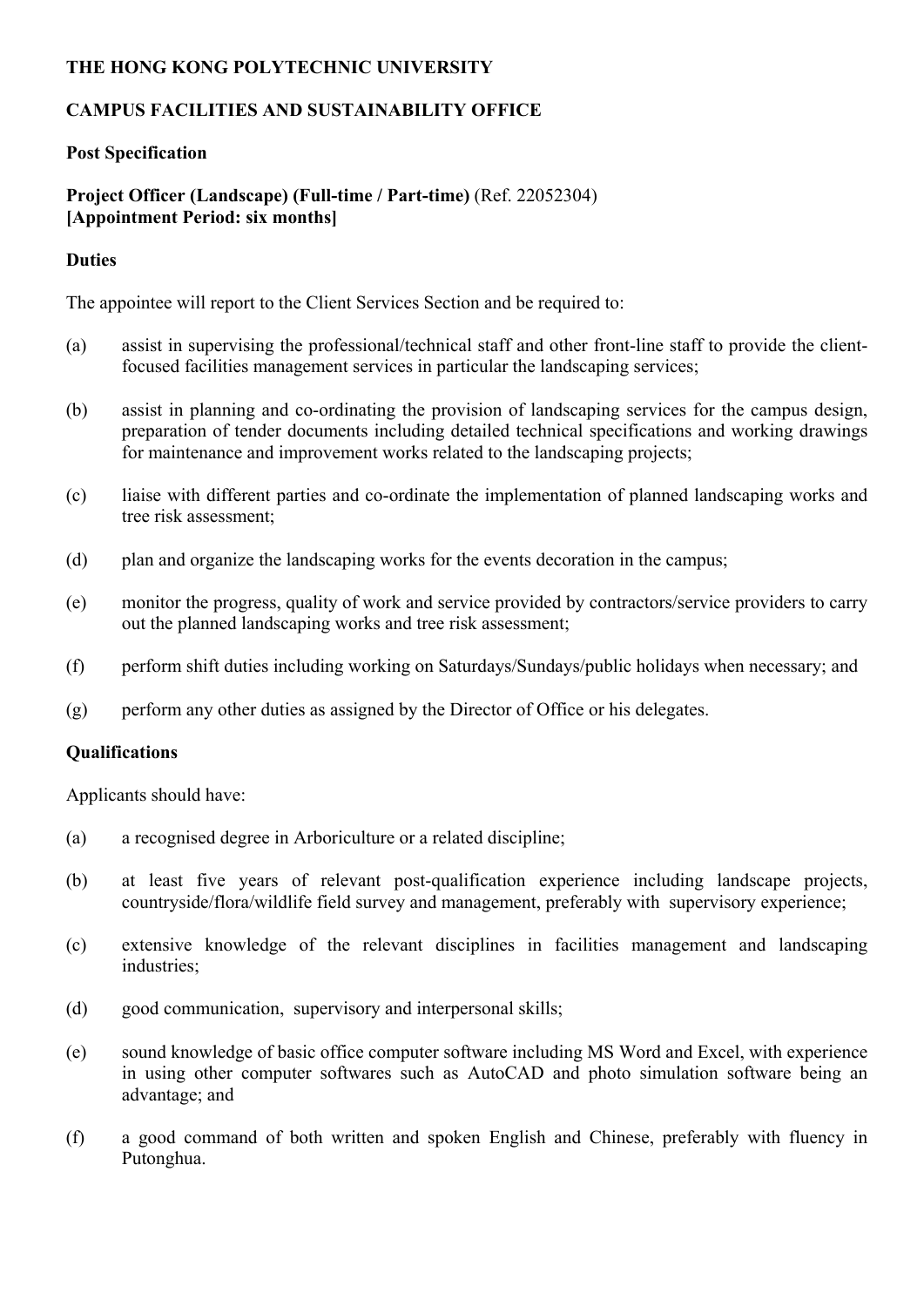**THE HONG KONG POLYTECHNIC UNIVERSITY**

**CAMPUS FACILITIES AND SUSTAINABILITY OFFICE**

**Post Specification**

**Project Officer (Landscape) (Full-time / Part-time)** (Ref. 22052304)
**[Appointment Period: six months]**

**Duties**

The appointee will report to the Client Services Section and be required to:

(a) assist in supervising the professional/technical staff and other front-line staff to provide the client-focused facilities management services in particular the landscaping services;

(b) assist in planning and co-ordinating the provision of landscaping services for the campus design, preparation of tender documents including detailed technical specifications and working drawings for maintenance and improvement works related to the landscaping projects;

(c) liaise with different parties and co-ordinate the implementation of planned landscaping works and tree risk assessment;

(d) plan and organize the landscaping works for the events decoration in the campus;

(e) monitor the progress, quality of work and service provided by contractors/service providers to carry out the planned landscaping works and tree risk assessment;

(f) perform shift duties including working on Saturdays/Sundays/public holidays when necessary; and

(g) perform any other duties as assigned by the Director of Office or his delegates.

**Qualifications**

Applicants should have:

(a) a recognised degree in Arboriculture or a related discipline;

(b) at least five years of relevant post-qualification experience including landscape projects, countryside/flora/wildlife field survey and management, preferably with supervisory experience;

(c) extensive knowledge of the relevant disciplines in facilities management and landscaping industries;

(d) good communication, supervisory and interpersonal skills;

(e) sound knowledge of basic office computer software including MS Word and Excel, with experience in using other computer softwares such as AutoCAD and photo simulation software being an advantage; and

(f) a good command of both written and spoken English and Chinese, preferably with fluency in Putonghua.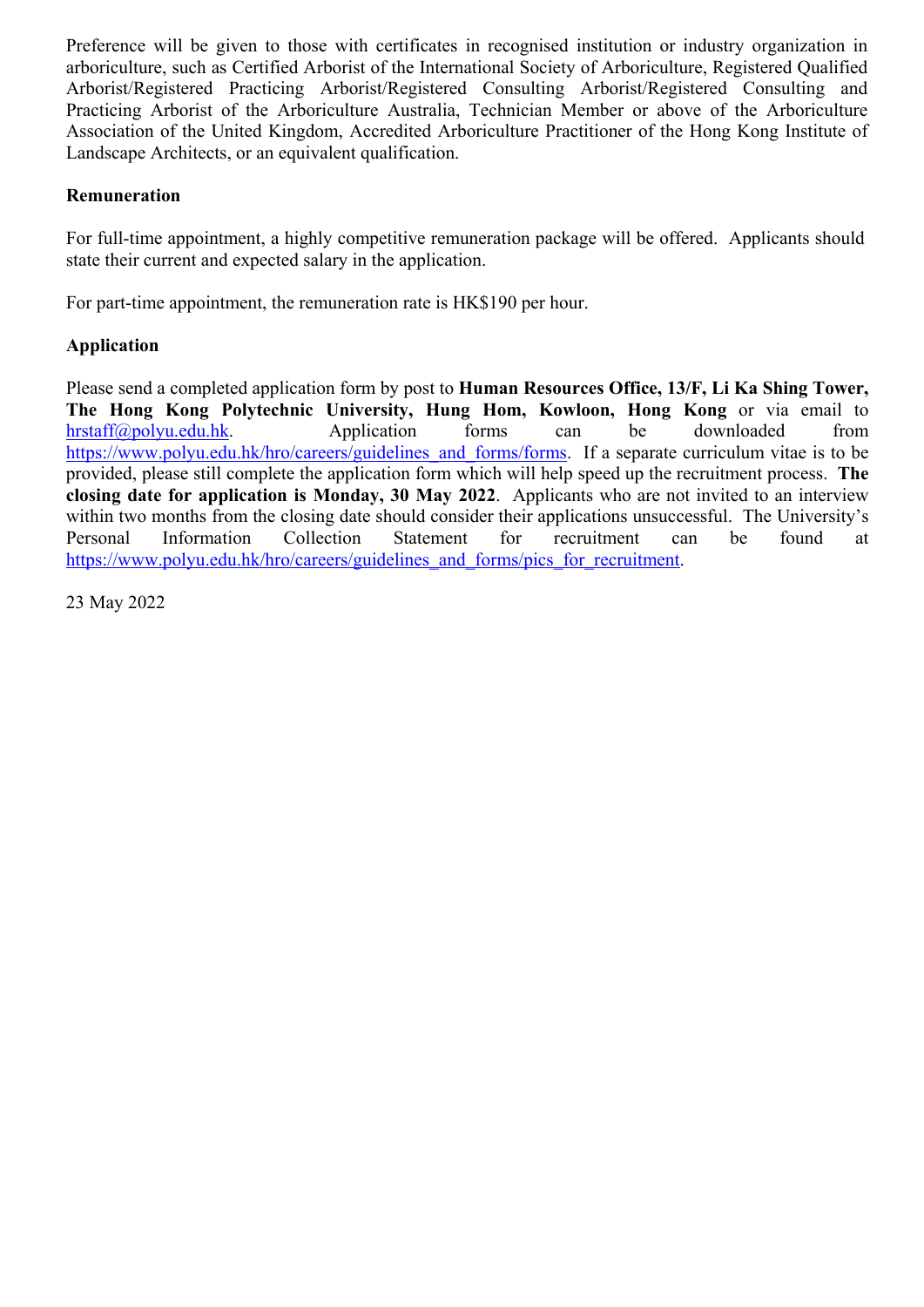Preference will be given to those with certificates in recognised institution or industry organization in arboriculture, such as Certified Arborist of the International Society of Arboriculture, Registered Qualified Arborist/Registered Practicing Arborist/Registered Consulting Arborist/Registered Consulting and Practicing Arborist of the Arboriculture Australia, Technician Member or above of the Arboriculture Association of the United Kingdom, Accredited Arboriculture Practitioner of the Hong Kong Institute of Landscape Architects, or an equivalent qualification.

**Remuneration**

For full-time appointment, a highly competitive remuneration package will be offered. Applicants should state their current and expected salary in the application.

For part-time appointment, the remuneration rate is HK$190 per hour.

**Application**

Please send a completed application form by post to **Human Resources Office, 13/F, Li Ka Shing Tower, The Hong Kong Polytechnic University, Hung Hom, Kowloon, Hong Kong** or via email to hrstaff@polyu.edu.hk. Application forms can be downloaded from https://www.polyu.edu.hk/hro/careers/guidelines_and_forms/forms. If a separate curriculum vitae is to be provided, please still complete the application form which will help speed up the recruitment process. **The closing date for application is Monday, 30 May 2022**. Applicants who are not invited to an interview within two months from the closing date should consider their applications unsuccessful. The University's Personal Information Collection Statement for recruitment can be found at https://www.polyu.edu.hk/hro/careers/guidelines_and_forms/pics_for_recruitment.

23 May 2022